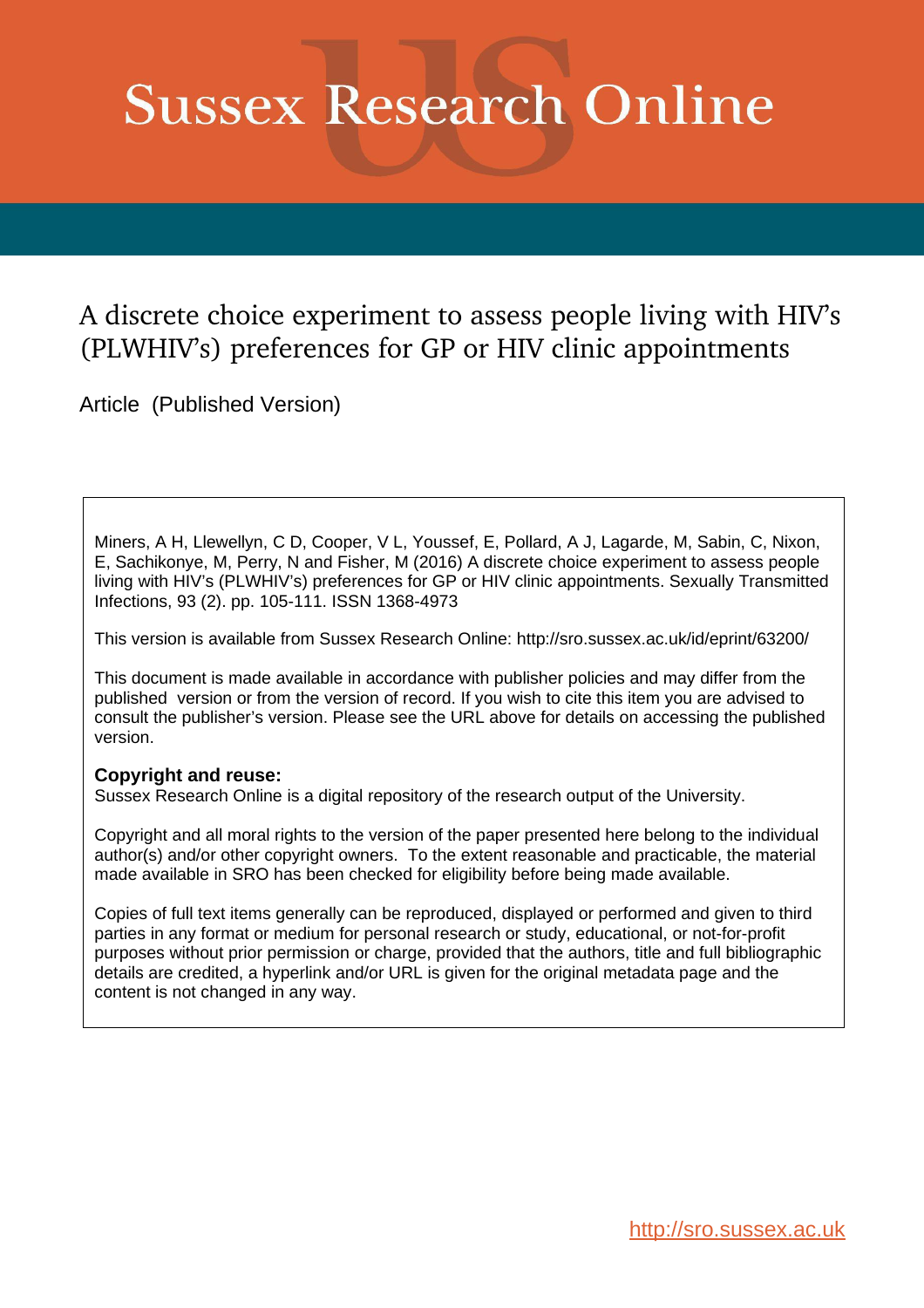# Sussex Research Online

## A discrete choice experiment to assess people living with HIV's (PLWHIV's) preferences for GP or HIV clinic appointments

Article (Published Version)

Miners, A H, Llewellyn, C D, Cooper, V L, Youssef, E, Pollard, A J, Lagarde, M, Sabin, C, Nixon, E, Sachikonye, M, Perry, N and Fisher, M (2016) A discrete choice experiment to assess people living with HIV's (PLWHIV's) preferences for GP or HIV clinic appointments. Sexually Transmitted Infections, 93 (2). pp. 105-111. ISSN 1368-4973

This version is available from Sussex Research Online: http://sro.sussex.ac.uk/id/eprint/63200/

This document is made available in accordance with publisher policies and may differ from the published version or from the version of record. If you wish to cite this item you are advised to consult the publisher's version. Please see the URL above for details on accessing the published version.

**Copyright and reuse:**
Sussex Research Online is a digital repository of the research output of the University.

Copyright and all moral rights to the version of the paper presented here belong to the individual author(s) and/or other copyright owners. To the extent reasonable and practicable, the material made available in SRO has been checked for eligibility before being made available.

Copies of full text items generally can be reproduced, displayed or performed and given to third parties in any format or medium for personal research or study, educational, or not-for-profit purposes without prior permission or charge, provided that the authors, title and full bibliographic details are credited, a hyperlink and/or URL is given for the original metadata page and the content is not changed in any way.

http://sro.sussex.ac.uk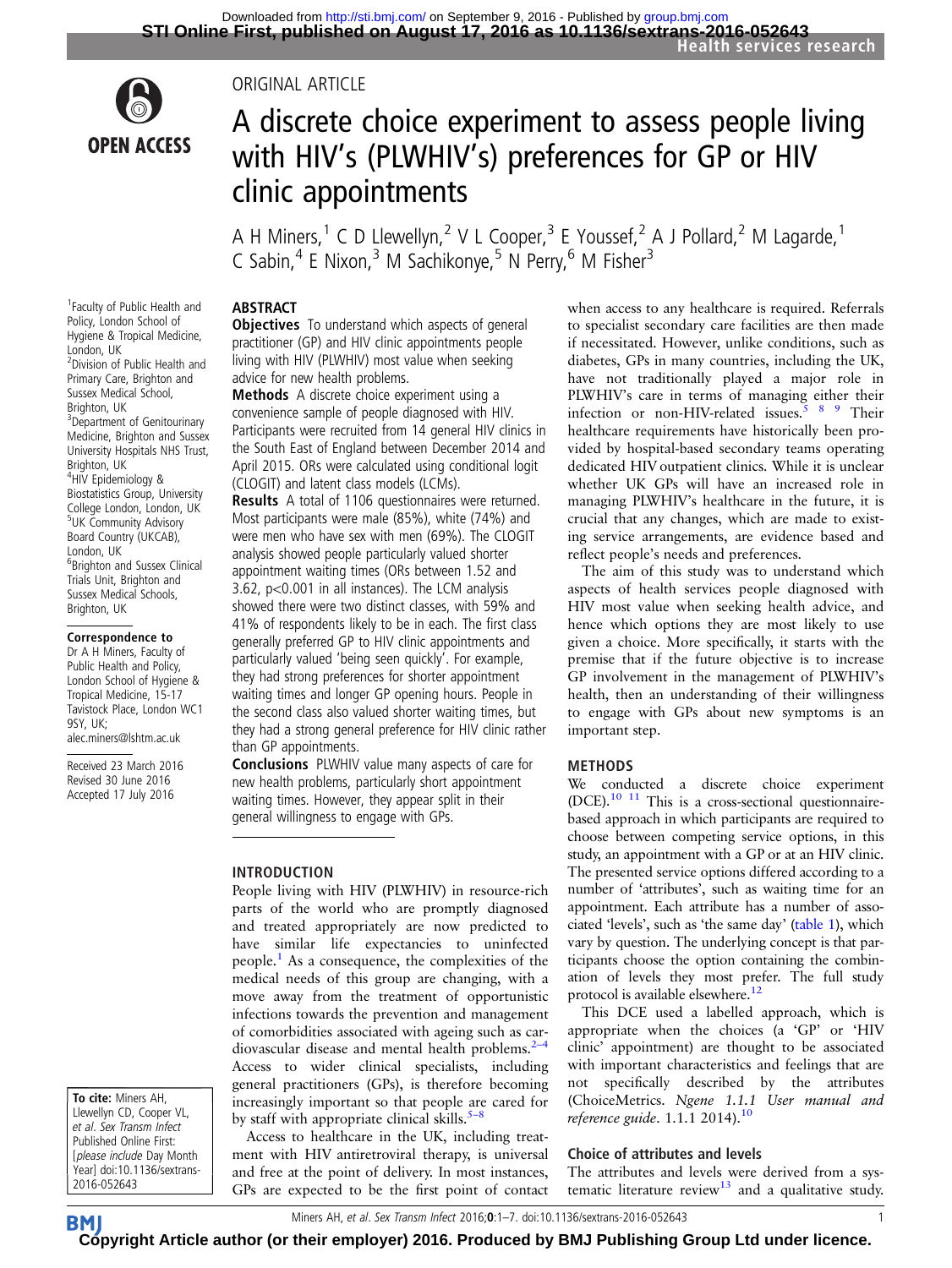ORIGINAL ARTICLE

# A discrete choice experiment to assess people living with HIV's (PLWHIV's) preferences for GP or HIV clinic appointments

A H Miners,[1] C D Llewellyn,[2] V L Cooper,[3] E Youssef,[2] A J Pollard,[2] M Lagarde,[1] C Sabin,[4] E Nixon,[3] M Sachikonye,[5] N Perry,[6] M Fisher[3]

[1]Faculty of Public Health and Policy, London School of Hygiene & Tropical Medicine, London, UK
[2]Division of Public Health and Primary Care, Brighton and Sussex Medical School, Brighton, UK
[3]Department of Genitourinary Medicine, Brighton and Sussex University Hospitals NHS Trust, Brighton, UK
[4]HIV Epidemiology & Biostatistics Group, University College London, London, UK
[5]UK Community Advisory Board Country (UKCAB), London, UK
[6]Brighton and Sussex Clinical Trials Unit, Brighton and Sussex Medical Schools, Brighton, UK

**Correspondence to**
Dr A H Miners, Faculty of Public Health and Policy, London School of Hygiene & Tropical Medicine, 15-17 Tavistock Place, London WC1 9SY, UK; alec.miners@lshtm.ac.uk

Received 23 March 2016
Revised 30 June 2016
Accepted 17 July 2016

**To cite:** Miners AH, Llewellyn CD, Cooper VL, et al. Sex Transm Infect Published Online First: [please include Day Month Year] doi:10.1136/sextrans-2016-052643

## ABSTRACT

**Objectives** To understand which aspects of general practitioner (GP) and HIV clinic appointments people living with HIV (PLWHIV) most value when seeking advice for new health problems.

**Methods** A discrete choice experiment using a convenience sample of people diagnosed with HIV. Participants were recruited from 14 general HIV clinics in the South East of England between December 2014 and April 2015. ORs were calculated using conditional logit (CLOGIT) and latent class models (LCMs).

**Results** A total of 1106 questionnaires were returned. Most participants were male (85%), white (74%) and were men who have sex with men (69%). The CLOGIT analysis showed people particularly valued shorter appointment waiting times (ORs between 1.52 and 3.62, p<0.001 in all instances). The LCM analysis showed there were two distinct classes, with 59% and 41% of respondents likely to be in each. The first class generally preferred GP to HIV clinic appointments and particularly valued 'being seen quickly'. For example, they had strong preferences for shorter appointment waiting times and longer GP opening hours. People in the second class also valued shorter waiting times, but they had a strong general preference for HIV clinic rather than GP appointments.

**Conclusions** PLWHIV value many aspects of care for new health problems, particularly short appointment waiting times. However, they appear split in their general willingness to engage with GPs.

## INTRODUCTION

People living with HIV (PLWHIV) in resource-rich parts of the world who are promptly diagnosed and treated appropriately are now predicted to have similar life expectancies to uninfected people.[1] As a consequence, the complexities of the medical needs of this group are changing, with a move away from the treatment of opportunistic infections towards the prevention and management of comorbidities associated with ageing such as cardiovascular disease and mental health problems.[2–4] Access to wider clinical specialists, including general practitioners (GPs), is therefore becoming increasingly important so that people are cared for by staff with appropriate clinical skills.[5–8]

Access to healthcare in the UK, including treatment with HIV antiretroviral therapy, is universal and free at the point of delivery. In most instances, GPs are expected to be the first point of contact when access to any healthcare is required. Referrals to specialist secondary care facilities are then made if necessitated. However, unlike conditions, such as diabetes, GPs in many countries, including the UK, have not traditionally played a major role in PLWHIV's care in terms of managing either their infection or non-HIV-related issues.[5 8 9] Their healthcare requirements have historically been provided by hospital-based secondary teams operating dedicated HIV outpatient clinics. While it is unclear whether UK GPs will have an increased role in managing PLWHIV's healthcare in the future, it is crucial that any changes, which are made to existing service arrangements, are evidence based and reflect people's needs and preferences.

The aim of this study was to understand which aspects of health services people diagnosed with HIV most value when seeking health advice, and hence which options they are most likely to use given a choice. More specifically, it starts with the premise that if the future objective is to increase GP involvement in the management of PLWHIV's health, then an understanding of their willingness to engage with GPs about new symptoms is an important step.

## METHODS

We conducted a discrete choice experiment (DCE).[10 11] This is a cross-sectional questionnaire-based approach in which participants are required to choose between competing service options, in this study, an appointment with a GP or at an HIV clinic. The presented service options differed according to a number of 'attributes', such as waiting time for an appointment. Each attribute has a number of associated 'levels', such as 'the same day' (table 1), which vary by question. The underlying concept is that participants choose the option containing the combination of levels they most prefer. The full study protocol is available elsewhere.[12]

This DCE used a labelled approach, which is appropriate when the choices (a 'GP' or 'HIV clinic' appointment) are thought to be associated with important characteristics and feelings that are not specifically described by the attributes (ChoiceMetrics. *Ngene 1.1.1 User manual and reference guide*. 1.1.1 2014).[10]

### Choice of attributes and levels

The attributes and levels were derived from a systematic literature review[13] and a qualitative study.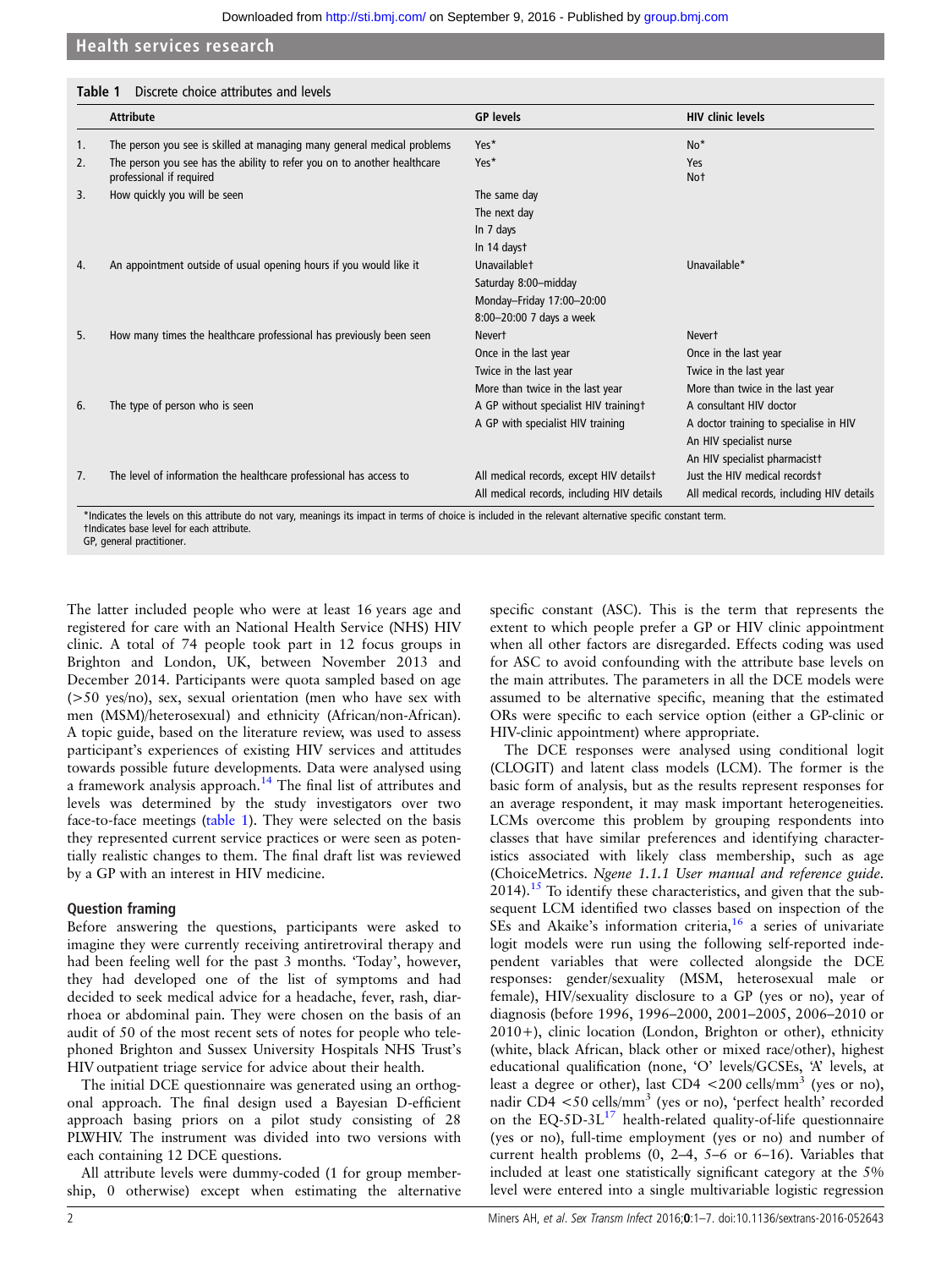**Table 1** Discrete choice attributes and levels

| | Attribute | GP levels | HIV clinic levels |
|---|---|---|---|
| 1. | The person you see is skilled at managing many general medical problems | Yes* | No* |
| 2. | The person you see has the ability to refer you on to another healthcare professional if required | Yes* | Yes<br>No† |
| 3. | How quickly you will be seen | The same day<br>The next day<br>In 7 days<br>In 14 days† | |
| 4. | An appointment outside of usual opening hours if you would like it | Unavailable†<br>Saturday 8:00–midday<br>Monday–Friday 17:00–20:00<br>8:00–20:00 7 days a week | Unavailable* |
| 5. | How many times the healthcare professional has previously been seen | Never†<br>Once in the last year<br>Twice in the last year<br>More than twice in the last year | Never†<br>Once in the last year<br>Twice in the last year<br>More than twice in the last year |
| 6. | The type of person who is seen | A GP without specialist HIV training†<br>A GP with specialist HIV training | A consultant HIV doctor<br>A doctor training to specialise in HIV<br>An HIV specialist nurse<br>An HIV specialist pharmacist† |
| 7. | The level of information the healthcare professional has access to | All medical records, except HIV details†<br>All medical records, including HIV details | Just the HIV medical records†<br>All medical records, including HIV details |

*Indicates the levels on this attribute do not vary, meanings its impact in terms of choice is included in the relevant alternative specific constant term.
†Indicates base level for each attribute.
GP, general practitioner.

The latter included people who were at least 16 years age and registered for care with an National Health Service (NHS) HIV clinic. A total of 74 people took part in 12 focus groups in Brighton and London, UK, between November 2013 and December 2014. Participants were quota sampled based on age (>50 yes/no), sex, sexual orientation (men who have sex with men (MSM)/heterosexual) and ethnicity (African/non-African). A topic guide, based on the literature review, was used to assess participant's experiences of existing HIV services and attitudes towards possible future developments. Data were analysed using a framework analysis approach.[14] The final list of attributes and levels was determined by the study investigators over two face-to-face meetings (table 1). They were selected on the basis they represented current service practices or were seen as potentially realistic changes to them. The final draft list was reviewed by a GP with an interest in HIV medicine.

### Question framing

Before answering the questions, participants were asked to imagine they were currently receiving antiretroviral therapy and had been feeling well for the past 3 months. 'Today', however, they had developed one of the list of symptoms and had decided to seek medical advice for a headache, fever, rash, diarrhoea or abdominal pain. They were chosen on the basis of an audit of 50 of the most recent sets of notes for people who telephoned Brighton and Sussex University Hospitals NHS Trust's HIV outpatient triage service for advice about their health.

The initial DCE questionnaire was generated using an orthogonal approach. The final design used a Bayesian D-efficient approach basing priors on a pilot study consisting of 28 PLWHIV. The instrument was divided into two versions with each containing 12 DCE questions.

All attribute levels were dummy-coded (1 for group membership, 0 otherwise) except when estimating the alternative specific constant (ASC). This is the term that represents the extent to which people prefer a GP or HIV clinic appointment when all other factors are disregarded. Effects coding was used for ASC to avoid confounding with the attribute base levels on the main attributes. The parameters in all the DCE models were assumed to be alternative specific, meaning that the estimated ORs were specific to each service option (either a GP-clinic or HIV-clinic appointment) where appropriate.

The DCE responses were analysed using conditional logit (CLOGIT) and latent class models (LCM). The former is the basic form of analysis, but as the results represent responses for an average respondent, it may mask important heterogeneities. LCMs overcome this problem by grouping respondents into classes that have similar preferences and identifying characteristics associated with likely class membership, such as age (ChoiceMetrics. *Ngene 1.1.1 User manual and reference guide*. 2014).[15] To identify these characteristics, and given that the subsequent LCM identified two classes based on inspection of the SEs and Akaike's information criteria,[16] a series of univariate logit models were run using the following self-reported independent variables that were collected alongside the DCE responses: gender/sexuality (MSM, heterosexual male or female), HIV/sexuality disclosure to a GP (yes or no), year of diagnosis (before 1996, 1996–2000, 2001–2005, 2006–2010 or 2010+), clinic location (London, Brighton or other), ethnicity (white, black African, black other or mixed race/other), highest educational qualification (none, 'O' levels/GCSEs, 'A' levels, at least a degree or other), last CD4 <200 cells/mm$^3$ (yes or no), nadir CD4 <50 cells/mm$^3$ (yes or no), 'perfect health' recorded on the EQ-5D-3L[17] health-related quality-of-life questionnaire (yes or no), full-time employment (yes or no) and number of current health problems (0, 2–4, 5–6 or 6–16). Variables that included at least one statistically significant category at the 5% level were entered into a single multivariable logistic regression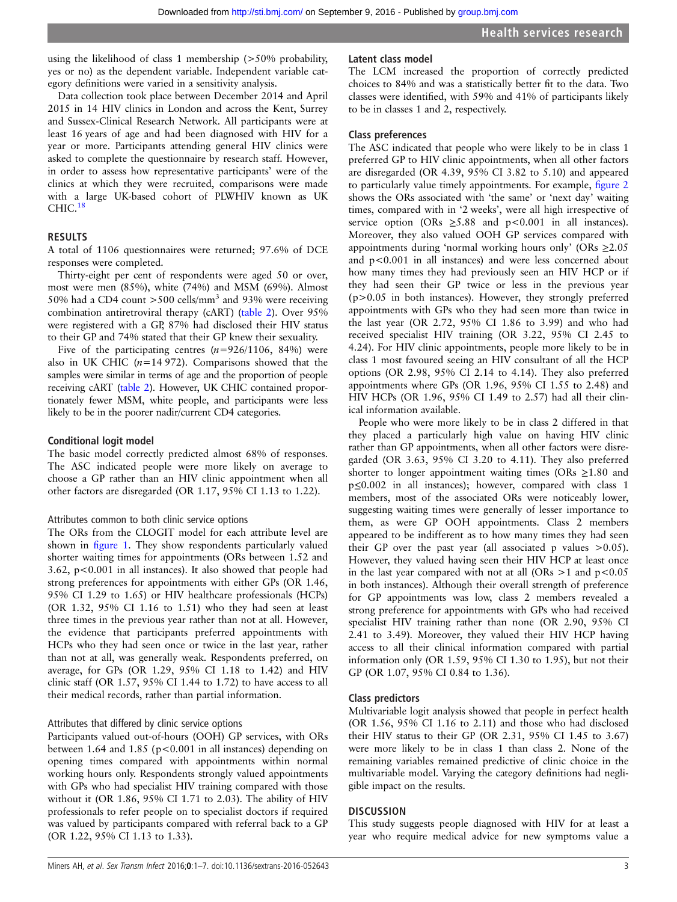using the likelihood of class 1 membership (>50% probability, yes or no) as the dependent variable. Independent variable category definitions were varied in a sensitivity analysis.

Data collection took place between December 2014 and April 2015 in 14 HIV clinics in London and across the Kent, Surrey and Sussex-Clinical Research Network. All participants were at least 16 years of age and had been diagnosed with HIV for a year or more. Participants attending general HIV clinics were asked to complete the questionnaire by research staff. However, in order to assess how representative participants' were of the clinics at which they were recruited, comparisons were made with a large UK-based cohort of PLWHIV known as UK CHIC.[18]

## RESULTS

A total of 1106 questionnaires were returned; 97.6% of DCE responses were completed.

Thirty-eight per cent of respondents were aged 50 or over, most were men (85%), white (74%) and MSM (69%). Almost 50% had a CD4 count >500 cells/mm$^3$ and 93% were receiving combination antiretroviral therapy (cART) (table 2). Over 95% were registered with a GP, 87% had disclosed their HIV status to their GP and 74% stated that their GP knew their sexuality.

Five of the participating centres (*n*=926/1106, 84%) were also in UK CHIC (*n*=14 972). Comparisons showed that the samples were similar in terms of age and the proportion of people receiving cART (table 2). However, UK CHIC contained proportionately fewer MSM, white people, and participants were less likely to be in the poorer nadir/current CD4 categories.

### Conditional logit model

The basic model correctly predicted almost 68% of responses. The ASC indicated people were more likely on average to choose a GP rather than an HIV clinic appointment when all other factors are disregarded (OR 1.17, 95% CI 1.13 to 1.22).

#### Attributes common to both clinic service options

The ORs from the CLOGIT model for each attribute level are shown in figure 1. They show respondents particularly valued shorter waiting times for appointments (ORs between 1.52 and 3.62, p<0.001 in all instances). It also showed that people had strong preferences for appointments with either GPs (OR 1.46, 95% CI 1.29 to 1.65) or HIV healthcare professionals (HCPs) (OR 1.32, 95% CI 1.16 to 1.51) who they had seen at least three times in the previous year rather than not at all. However, the evidence that participants preferred appointments with HCPs who they had seen once or twice in the last year, rather than not at all, was generally weak. Respondents preferred, on average, for GPs (OR 1.29, 95% CI 1.18 to 1.42) and HIV clinic staff (OR 1.57, 95% CI 1.44 to 1.72) to have access to all their medical records, rather than partial information.

#### Attributes that differed by clinic service options

Participants valued out-of-hours (OOH) GP services, with ORs between 1.64 and 1.85 (p<0.001 in all instances) depending on opening times compared with appointments within normal working hours only. Respondents strongly valued appointments with GPs who had specialist HIV training compared with those without it (OR 1.86, 95% CI 1.71 to 2.03). The ability of HIV professionals to refer people on to specialist doctors if required was valued by participants compared with referral back to a GP (OR 1.22, 95% CI 1.13 to 1.33).

### Latent class model

The LCM increased the proportion of correctly predicted choices to 84% and was a statistically better fit to the data. Two classes were identified, with 59% and 41% of participants likely to be in classes 1 and 2, respectively.

### Class preferences

The ASC indicated that people who were likely to be in class 1 preferred GP to HIV clinic appointments, when all other factors are disregarded (OR 4.39, 95% CI 3.82 to 5.10) and appeared to particularly value timely appointments. For example, figure 2 shows the ORs associated with 'the same' or 'next day' waiting times, compared with in '2 weeks', were all high irrespective of service option (ORs ≥5.88 and p<0.001 in all instances). Moreover, they also valued OOH GP services compared with appointments during 'normal working hours only' (ORs ≥2.05 and p<0.001 in all instances) and were less concerned about how many times they had previously seen an HIV HCP or if they had seen their GP twice or less in the previous year (p>0.05 in both instances). However, they strongly preferred appointments with GPs who they had seen more than twice in the last year (OR 2.72, 95% CI 1.86 to 3.99) and who had received specialist HIV training (OR 3.22, 95% CI 2.45 to 4.24). For HIV clinic appointments, people more likely to be in class 1 most favoured seeing an HIV consultant of all the HCP options (OR 2.98, 95% CI 2.14 to 4.14). They also preferred appointments where GPs (OR 1.96, 95% CI 1.55 to 2.48) and HIV HCPs (OR 1.96, 95% CI 1.49 to 2.57) had all their clinical information available.

People who were more likely to be in class 2 differed in that they placed a particularly high value on having HIV clinic rather than GP appointments, when all other factors were disregarded (OR 3.63, 95% CI 3.20 to 4.11). They also preferred shorter to longer appointment waiting times (ORs ≥1.80 and p≤0.002 in all instances); however, compared with class 1 members, most of the associated ORs were noticeably lower, suggesting waiting times were generally of lesser importance to them, as were GP OOH appointments. Class 2 members appeared to be indifferent as to how many times they had seen their GP over the past year (all associated p values >0.05). However, they valued having seen their HIV HCP at least once in the last year compared with not at all (ORs >1 and p<0.05 in both instances). Although their overall strength of preference for GP appointments was low, class 2 members revealed a strong preference for appointments with GPs who had received specialist HIV training rather than none (OR 2.90, 95% CI 2.41 to 3.49). Moreover, they valued their HIV HCP having access to all their clinical information compared with partial information only (OR 1.59, 95% CI 1.30 to 1.95), but not their GP (OR 1.07, 95% CI 0.84 to 1.36).

### Class predictors

Multivariable logit analysis showed that people in perfect health (OR 1.56, 95% CI 1.16 to 2.11) and those who had disclosed their HIV status to their GP (OR 2.31, 95% CI 1.45 to 3.67) were more likely to be in class 1 than class 2. None of the remaining variables remained predictive of clinic choice in the multivariable model. Varying the category definitions had negligible impact on the results.

## DISCUSSION

This study suggests people diagnosed with HIV for at least a year who require medical advice for new symptoms value a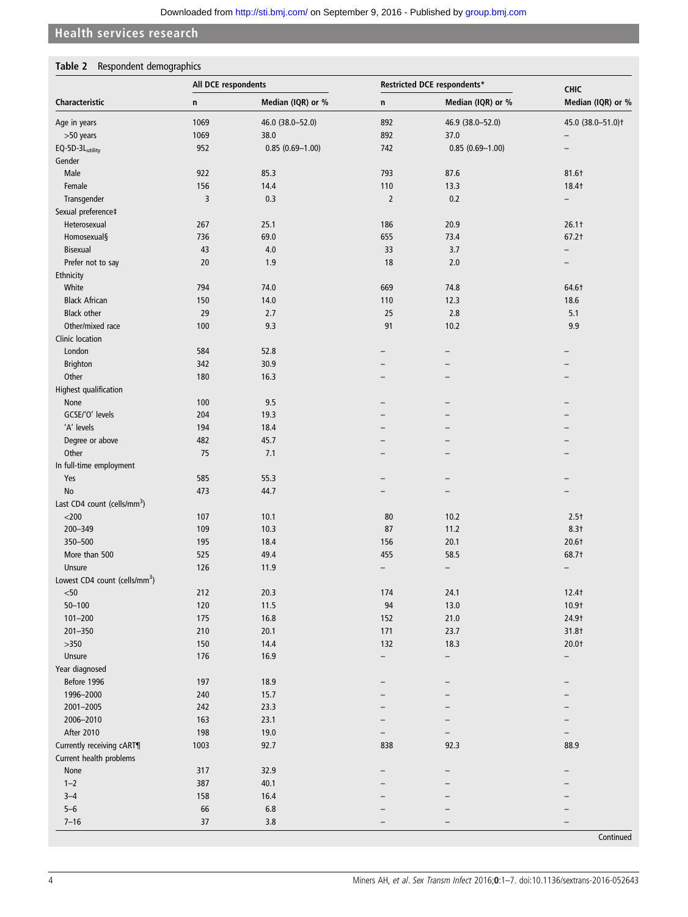**Table 2** Respondent demographics

| Characteristic | All DCE respondents | | Restricted DCE respondents* | | CHIC |
|---|---|---|---|---|---|
| | n | Median (IQR) or % | n | Median (IQR) or % | Median (IQR) or % |
| Age in years | 1069 | 46.0 (38.0–52.0) | 892 | 46.9 (38.0–52.0) | 45.0 (38.0–51.0)† |
| >50 years | 1069 | 38.0 | 892 | 37.0 | – |
| EQ-5D-3L$_{utility}$ | 952 | 0.85 (0.69–1.00) | 742 | 0.85 (0.69–1.00) | – |
| Gender | | | | | |
| Male | 922 | 85.3 | 793 | 87.6 | 81.6† |
| Female | 156 | 14.4 | 110 | 13.3 | 18.4† |
| Transgender | 3 | 0.3 | 2 | 0.2 | – |
| Sexual preference‡ | | | | | |
| Heterosexual | 267 | 25.1 | 186 | 20.9 | 26.1† |
| Homosexual§ | 736 | 69.0 | 655 | 73.4 | 67.2† |
| Bisexual | 43 | 4.0 | 33 | 3.7 | – |
| Prefer not to say | 20 | 1.9 | 18 | 2.0 | – |
| Ethnicity | | | | | |
| White | 794 | 74.0 | 669 | 74.8 | 64.6† |
| Black African | 150 | 14.0 | 110 | 12.3 | 18.6 |
| Black other | 29 | 2.7 | 25 | 2.8 | 5.1 |
| Other/mixed race | 100 | 9.3 | 91 | 10.2 | 9.9 |
| Clinic location | | | | | |
| London | 584 | 52.8 | – | – | – |
| Brighton | 342 | 30.9 | – | – | – |
| Other | 180 | 16.3 | – | – | – |
| Highest qualification | | | | | |
| None | 100 | 9.5 | – | – | – |
| GCSE/'O' levels | 204 | 19.3 | – | – | – |
| 'A' levels | 194 | 18.4 | – | – | – |
| Degree or above | 482 | 45.7 | – | – | – |
| Other | 75 | 7.1 | – | – | – |
| In full-time employment | | | | | |
| Yes | 585 | 55.3 | – | – | – |
| No | 473 | 44.7 | – | – | – |
| Last CD4 count (cells/mm$^3$) | | | | | |
| <200 | 107 | 10.1 | 80 | 10.2 | 2.5† |
| 200–349 | 109 | 10.3 | 87 | 11.2 | 8.3† |
| 350–500 | 195 | 18.4 | 156 | 20.1 | 20.6† |
| More than 500 | 525 | 49.4 | 455 | 58.5 | 68.7† |
| Unsure | 126 | 11.9 | – | – | – |
| Lowest CD4 count (cells/mm$^3$) | | | | | |
| <50 | 212 | 20.3 | 174 | 24.1 | 12.4† |
| 50–100 | 120 | 11.5 | 94 | 13.0 | 10.9† |
| 101–200 | 175 | 16.8 | 152 | 21.0 | 24.9† |
| 201–350 | 210 | 20.1 | 171 | 23.7 | 31.8† |
| >350 | 150 | 14.4 | 132 | 18.3 | 20.0† |
| Unsure | 176 | 16.9 | – | – | – |
| Year diagnosed | | | | | |
| Before 1996 | 197 | 18.9 | – | – | – |
| 1996–2000 | 240 | 15.7 | – | – | – |
| 2001–2005 | 242 | 23.3 | – | – | – |
| 2006–2010 | 163 | 23.1 | – | – | – |
| After 2010 | 198 | 19.0 | – | – | – |
| Currently receiving cART¶ | 1003 | 92.7 | 838 | 92.3 | 88.9 |
| Current health problems | | | | | |
| None | 317 | 32.9 | – | – | – |
| 1–2 | 387 | 40.1 | – | – | – |
| 3–4 | 158 | 16.4 | – | – | – |
| 5–6 | 66 | 6.8 | – | – | – |
| 7–16 | 37 | 3.8 | – | – | – |

Continued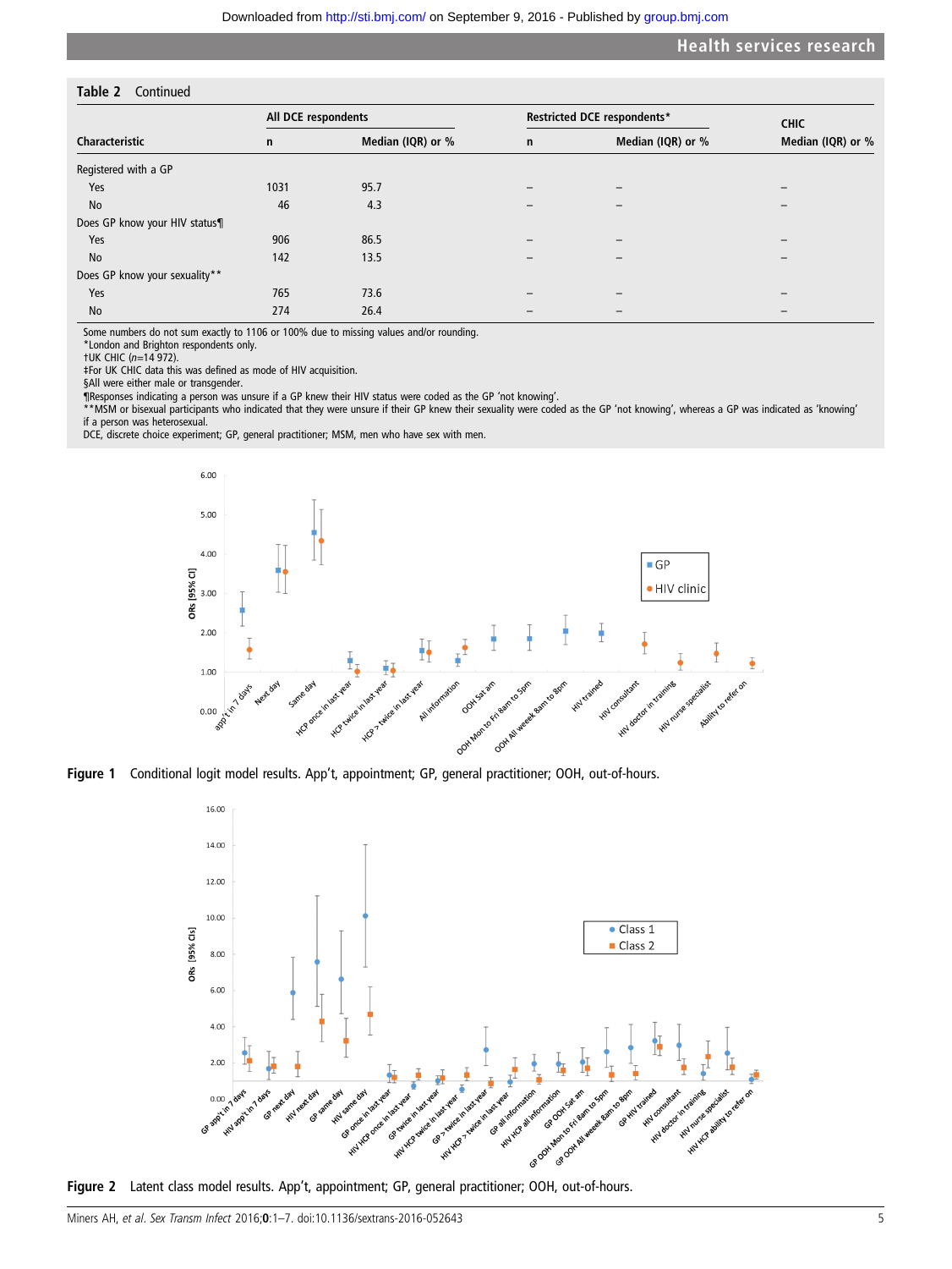**Table 2** Continued

| Characteristic | All DCE respondents | | Restricted DCE respondents* | | CHIC |
|---|---|---|---|---|---|
| | n | Median (IQR) or % | n | Median (IQR) or % | Median (IQR) or % |
| Registered with a GP | | | | | |
| Yes | 1031 | 95.7 | – | – | – |
| No | 46 | 4.3 | – | – | – |
| Does GP know your HIV status¶ | | | | | |
| Yes | 906 | 86.5 | – | – | – |
| No | 142 | 13.5 | – | – | – |
| Does GP know your sexuality** | | | | | |
| Yes | 765 | 73.6 | – | – | – |
| No | 274 | 26.4 | – | – | – |

Some numbers do not sum exactly to 1106 or 100% due to missing values and/or rounding.
*London and Brighton respondents only.
†UK CHIC (*n*=14 972).
‡For UK CHIC data this was defined as mode of HIV acquisition.
§All were either male or transgender.
¶Responses indicating a person was unsure if a GP knew their HIV status were coded as the GP 'not knowing'.
**MSM or bisexual participants who indicated that they were unsure if their GP knew their sexuality were coded as the GP 'not knowing', whereas a GP was indicated as 'knowing' if a person was heterosexual.
DCE, discrete choice experiment; GP, general practitioner; MSM, men who have sex with men.

**Figure 1** Conditional logit model results. App't, appointment; GP, general practitioner; OOH, out-of-hours.

**Figure 2** Latent class model results. App't, appointment; GP, general practitioner; OOH, out-of-hours.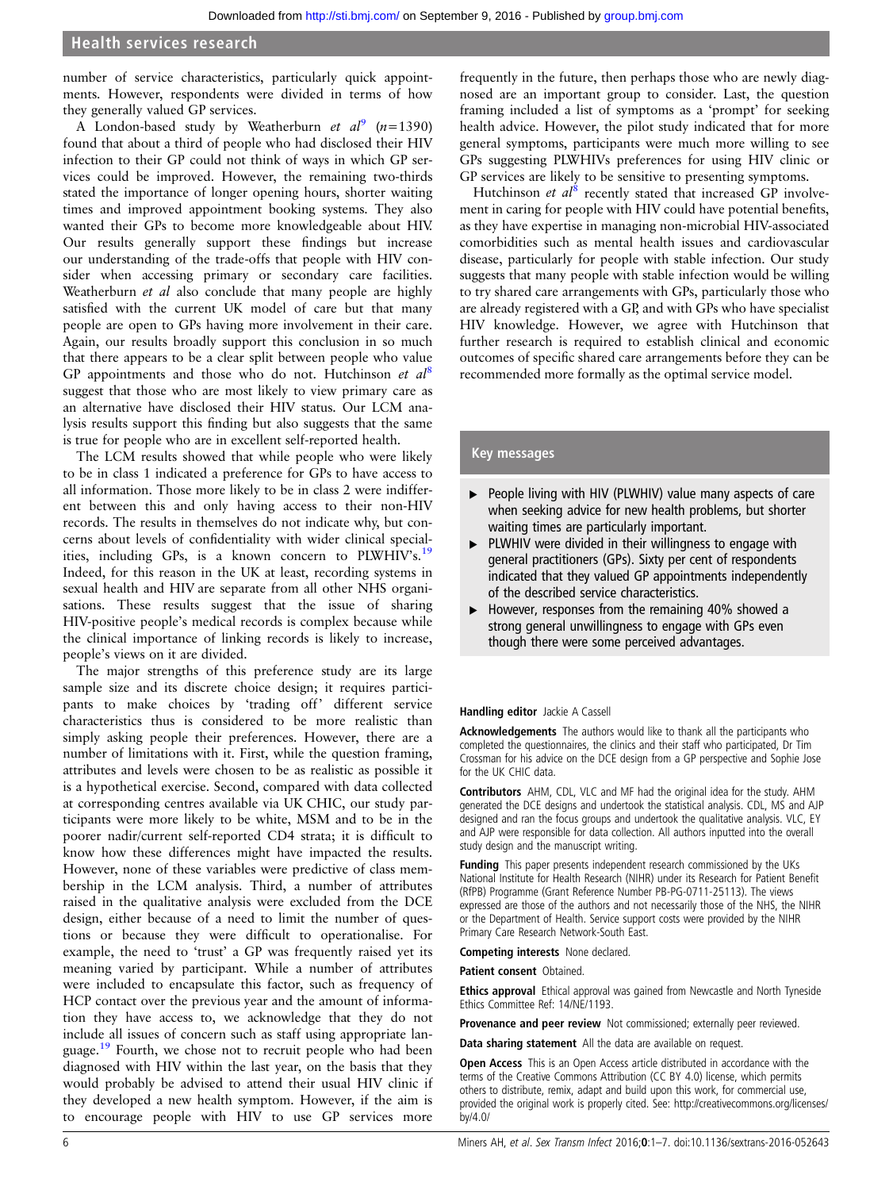number of service characteristics, particularly quick appointments. However, respondents were divided in terms of how they generally valued GP services.

A London-based study by Weatherburn *et al*[9] (n=1390) found that about a third of people who had disclosed their HIV infection to their GP could not think of ways in which GP services could be improved. However, the remaining two-thirds stated the importance of longer opening hours, shorter waiting times and improved appointment booking systems. They also wanted their GPs to become more knowledgeable about HIV. Our results generally support these findings but increase our understanding of the trade-offs that people with HIV consider when accessing primary or secondary care facilities. Weatherburn *et al* also conclude that many people are highly satisfied with the current UK model of care but that many people are open to GPs having more involvement in their care. Again, our results broadly support this conclusion in so much that there appears to be a clear split between people who value GP appointments and those who do not. Hutchinson *et al*[8] suggest that those who are most likely to view primary care as an alternative have disclosed their HIV status. Our LCM analysis results support this finding but also suggests that the same is true for people who are in excellent self-reported health.

The LCM results showed that while people who were likely to be in class 1 indicated a preference for GPs to have access to all information. Those more likely to be in class 2 were indifferent between this and only having access to their non-HIV records. The results in themselves do not indicate why, but concerns about levels of confidentiality with wider clinical specialities, including GPs, is a known concern to PLWHIV's.[19] Indeed, for this reason in the UK at least, recording systems in sexual health and HIV are separate from all other NHS organisations. These results suggest that the issue of sharing HIV-positive people's medical records is complex because while the clinical importance of linking records is likely to increase, people's views on it are divided.

The major strengths of this preference study are its large sample size and its discrete choice design; it requires participants to make choices by 'trading off' different service characteristics thus is considered to be more realistic than simply asking people their preferences. However, there are a number of limitations with it. First, while the question framing, attributes and levels were chosen to be as realistic as possible it is a hypothetical exercise. Second, compared with data collected at corresponding centres available via UK CHIC, our study participants were more likely to be white, MSM and to be in the poorer nadir/current self-reported CD4 strata; it is difficult to know how these differences might have impacted the results. However, none of these variables were predictive of class membership in the LCM analysis. Third, a number of attributes raised in the qualitative analysis were excluded from the DCE design, either because of a need to limit the number of questions or because they were difficult to operationalise. For example, the need to 'trust' a GP was frequently raised yet its meaning varied by participant. While a number of attributes were included to encapsulate this factor, such as frequency of HCP contact over the previous year and the amount of information they have access to, we acknowledge that they do not include all issues of concern such as staff using appropriate language.[19] Fourth, we chose not to recruit people who had been diagnosed with HIV within the last year, on the basis that they would probably be advised to attend their usual HIV clinic if they developed a new health symptom. However, if the aim is to encourage people with HIV to use GP services more frequently in the future, then perhaps those who are newly diagnosed are an important group to consider. Last, the question framing included a list of symptoms as a 'prompt' for seeking health advice. However, the pilot study indicated that for more general symptoms, participants were much more willing to see GPs suggesting PLWHIVs preferences for using HIV clinic or GP services are likely to be sensitive to presenting symptoms.

Hutchinson *et al*[8] recently stated that increased GP involvement in caring for people with HIV could have potential benefits, as they have expertise in managing non-microbial HIV-associated comorbidities such as mental health issues and cardiovascular disease, particularly for people with stable infection. Our study suggests that many people with stable infection would be willing to try shared care arrangements with GPs, particularly those who are already registered with a GP, and with GPs who have specialist HIV knowledge. However, we agree with Hutchinson that further research is required to establish clinical and economic outcomes of specific shared care arrangements before they can be recommended more formally as the optimal service model.

## Key messages

- People living with HIV (PLWHIV) value many aspects of care when seeking advice for new health problems, but shorter waiting times are particularly important.
- PLWHIV were divided in their willingness to engage with general practitioners (GPs). Sixty per cent of respondents indicated that they valued GP appointments independently of the described service characteristics.
- However, responses from the remaining 40% showed a strong general unwillingness to engage with GPs even though there were some perceived advantages.

**Handling editor** Jackie A Cassell

**Acknowledgements** The authors would like to thank all the participants who completed the questionnaires, the clinics and their staff who participated, Dr Tim Crossman for his advice on the DCE design from a GP perspective and Sophie Jose for the UK CHIC data.

**Contributors** AHM, CDL, VLC and MF had the original idea for the study. AHM generated the DCE designs and undertook the statistical analysis. CDL, MS and AJP designed and ran the focus groups and undertook the qualitative analysis. VLC, EY and AJP were responsible for data collection. All authors inputted into the overall study design and the manuscript writing.

**Funding** This paper presents independent research commissioned by the UKs National Institute for Health Research (NIHR) under its Research for Patient Benefit (RfPB) Programme (Grant Reference Number PB-PG-0711-25113). The views expressed are those of the authors and not necessarily those of the NHS, the NIHR or the Department of Health. Service support costs were provided by the NIHR Primary Care Research Network-South East.

**Competing interests** None declared.

**Patient consent** Obtained.

**Ethics approval** Ethical approval was gained from Newcastle and North Tyneside Ethics Committee Ref: 14/NE/1193.

**Provenance and peer review** Not commissioned; externally peer reviewed.

**Data sharing statement** All the data are available on request.

**Open Access** This is an Open Access article distributed in accordance with the terms of the Creative Commons Attribution (CC BY 4.0) license, which permits others to distribute, remix, adapt and build upon this work, for commercial use, provided the original work is properly cited. See: http://creativecommons.org/licenses/by/4.0/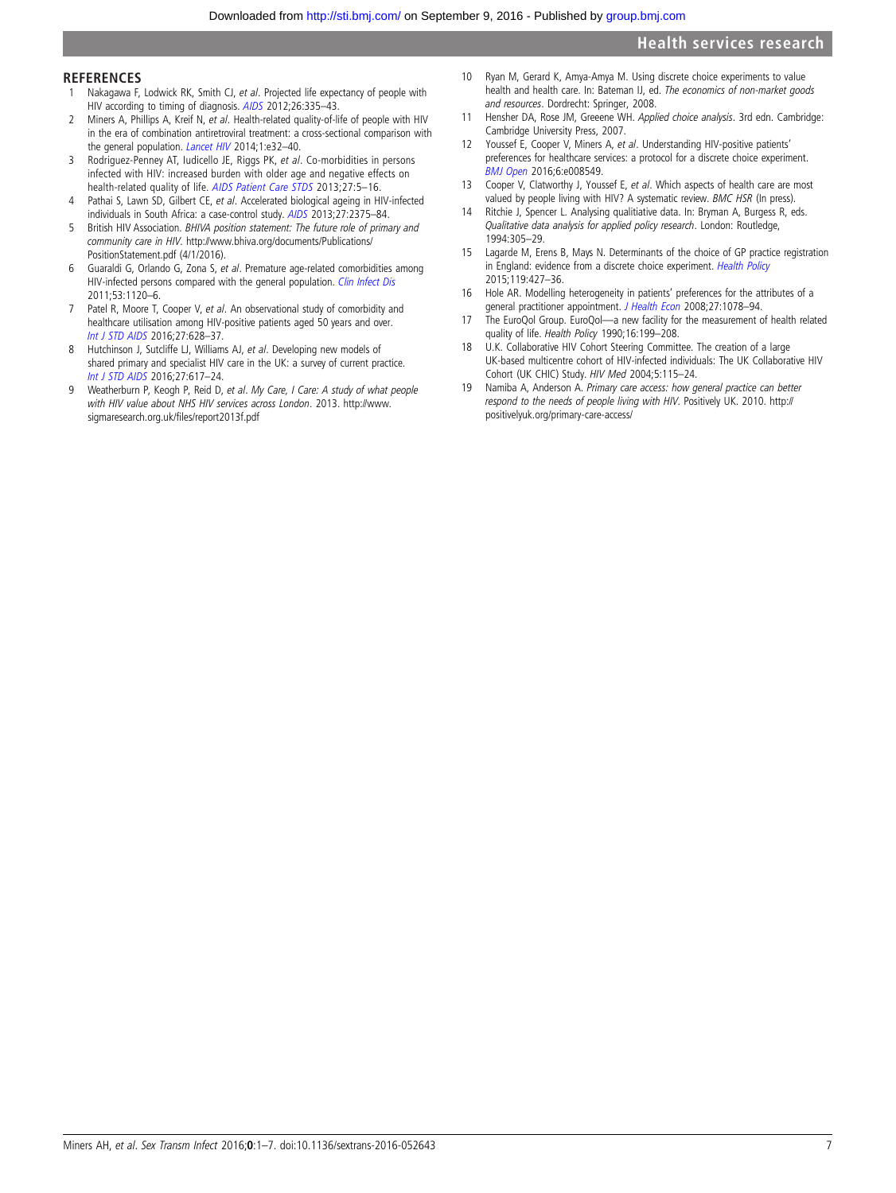## REFERENCES

1. Nakagawa F, Lodwick RK, Smith CJ, *et al*. Projected life expectancy of people with HIV according to timing of diagnosis. *AIDS* 2012;26:335–43.
2. Miners A, Phillips A, Kreif N, *et al*. Health-related quality-of-life of people with HIV in the era of combination antiretroviral treatment: a cross-sectional comparison with the general population. *Lancet HIV* 2014;1:e32–40.
3. Rodriguez-Penney AT, Iudicello JE, Riggs PK, *et al*. Co-morbidities in persons infected with HIV: increased burden with older age and negative effects on health-related quality of life. *AIDS Patient Care STDS* 2013;27:5–16.
4. Pathai S, Lawn SD, Gilbert CE, *et al*. Accelerated biological ageing in HIV-infected individuals in South Africa: a case-control study. *AIDS* 2013;27:2375–84.
5. British HIV Association. *BHIVA position statement: The future role of primary and community care in HIV*. http://www.bhiva.org/documents/Publications/PositionStatement.pdf (4/1/2016).
6. Guaraldi G, Orlando G, Zona S, *et al*. Premature age-related comorbidities among HIV-infected persons compared with the general population. *Clin Infect Dis* 2011;53:1120–6.
7. Patel R, Moore T, Cooper V, *et al*. An observational study of comorbidity and healthcare utilisation among HIV-positive patients aged 50 years and over. *Int J STD AIDS* 2016;27:628–37.
8. Hutchinson J, Sutcliffe LJ, Williams AJ, *et al*. Developing new models of shared primary and specialist HIV care in the UK: a survey of current practice. *Int J STD AIDS* 2016;27:617–24.
9. Weatherburn P, Keogh P, Reid D, *et al*. *My Care, I Care: A study of what people with HIV value about NHS HIV services across London*. 2013. http://www.sigmaresearch.org.uk/files/report2013f.pdf
10. Ryan M, Gerard K, Amya-Amya M. Using discrete choice experiments to value health and health care. In: Bateman IJ, ed. *The economics of non-market goods and resources*. Dordrecht: Springer, 2008.
11. Hensher DA, Rose JM, Greeene WH. *Applied choice analysis*. 3rd edn. Cambridge: Cambridge University Press, 2007.
12. Youssef E, Cooper V, Miners A, *et al*. Understanding HIV-positive patients' preferences for healthcare services: a protocol for a discrete choice experiment. *BMJ Open* 2016;6:e008549.
13. Cooper V, Clatworthy J, Youssef E, *et al*. Which aspects of health care are most valued by people living with HIV? A systematic review. *BMC HSR* (In press).
14. Ritchie J, Spencer L. Analysing qualitiative data. In: Bryman A, Burgess R, eds. *Qualitative data analysis for applied policy research*. London: Routledge, 1994:305–29.
15. Lagarde M, Erens B, Mays N. Determinants of the choice of GP practice registration in England: evidence from a discrete choice experiment. *Health Policy* 2015;119:427–36.
16. Hole AR. Modelling heterogeneity in patients' preferences for the attributes of a general practitioner appointment. *J Health Econ* 2008;27:1078–94.
17. The EuroQol Group. EuroQol—a new facility for the measurement of health related quality of life. *Health Policy* 1990;16:199–208.
18. U.K. Collaborative HIV Cohort Steering Committee. The creation of a large UK-based multicentre cohort of HIV-infected individuals: The UK Collaborative HIV Cohort (UK CHIC) Study. *HIV Med* 2004;5:115–24.
19. Namiba A, Anderson A. *Primary care access: how general practice can better respond to the needs of people living with HIV*. Positively UK. 2010. http://positivelyuk.org/primary-care-access/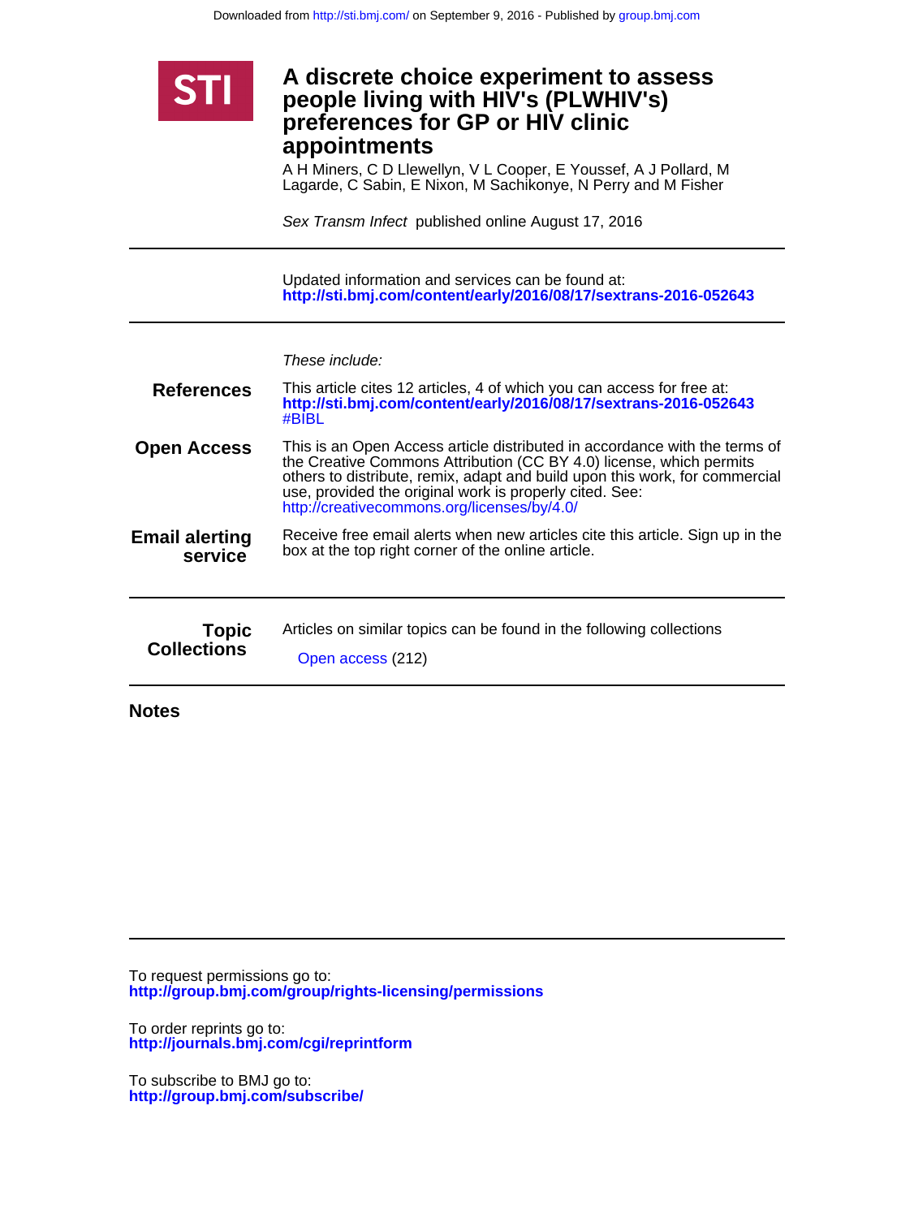Downloaded from http://sti.bmj.com/ on September 9, 2016 - Published by group.bmj.com

STI

# A discrete choice experiment to assess people living with HIV's (PLWHIV's) preferences for GP or HIV clinic appointments

A H Miners, C D Llewellyn, V L Cooper, E Youssef, A J Pollard, M Lagarde, C Sabin, E Nixon, M Sachikonye, N Perry and M Fisher

*Sex Transm Infect* published online August 17, 2016

Updated information and services can be found at:
**http://sti.bmj.com/content/early/2016/08/17/sextrans-2016-052643**

*These include:*

**References**
This article cites 12 articles, 4 of which you can access for free at:
**http://sti.bmj.com/content/early/2016/08/17/sextrans-2016-052643 #BIBL**

**Open Access**
This is an Open Access article distributed in accordance with the terms of the Creative Commons Attribution (CC BY 4.0) license, which permits others to distribute, remix, adapt and build upon this work, for commercial use, provided the original work is properly cited. See: http://creativecommons.org/licenses/by/4.0/

**Email alerting service**
Receive free email alerts when new articles cite this article. Sign up in the box at the top right corner of the online article.

**Topic Collections**
Articles on similar topics can be found in the following collections

Open access (212)

## Notes

To request permissions go to:
**http://group.bmj.com/group/rights-licensing/permissions**

To order reprints go to:
**http://journals.bmj.com/cgi/reprintform**

To subscribe to BMJ go to:
**http://group.bmj.com/subscribe/**